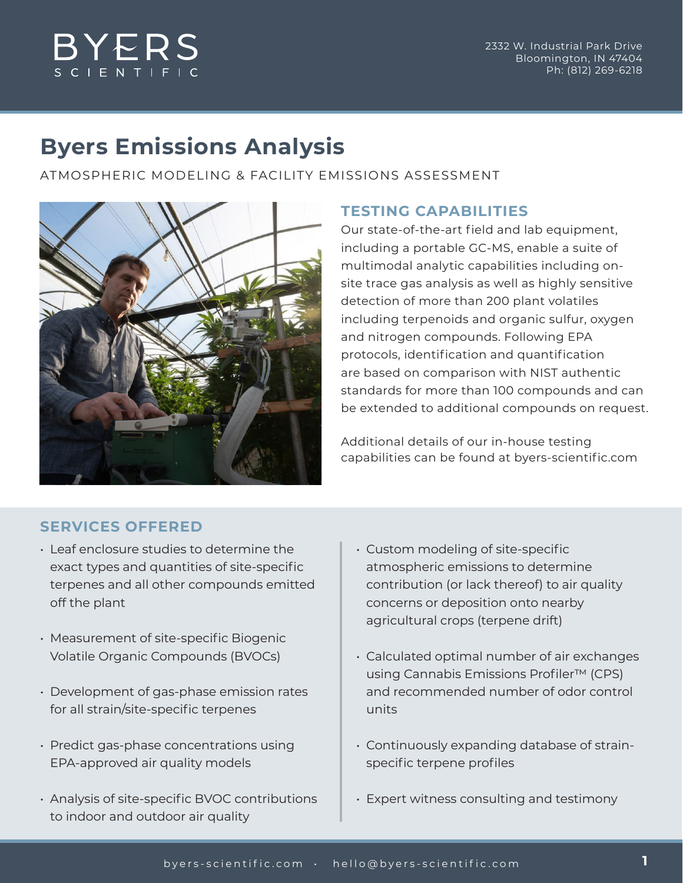# BYERS SCIENTIFIC

2332 W. Industrial Park Drive
Bloomington, IN 47404
Ph: (812) 269-6218

# Byers Emissions Analysis

ATMOSPHERIC MODELING & FACILITY EMISSIONS ASSESSMENT

## TESTING CAPABILITIES

Our state-of-the-art field and lab equipment, including a portable GC-MS, enable a suite of multimodal analytic capabilities including on-site trace gas analysis as well as highly sensitive detection of more than 200 plant volatiles including terpenoids and organic sulfur, oxygen and nitrogen compounds. Following EPA protocols, identification and quantification are based on comparison with NIST authentic standards for more than 100 compounds and can be extended to additional compounds on request.

Additional details of our in-house testing capabilities can be found at byers-scientific.com

## SERVICES OFFERED

- Leaf enclosure studies to determine the exact types and quantities of site-specific terpenes and all other compounds emitted off the plant
- Measurement of site-specific Biogenic Volatile Organic Compounds (BVOCs)
- Development of gas-phase emission rates for all strain/site-specific terpenes
- Predict gas-phase concentrations using EPA-approved air quality models
- Analysis of site-specific BVOC contributions to indoor and outdoor air quality
- Custom modeling of site-specific atmospheric emissions to determine contribution (or lack thereof) to air quality concerns or deposition onto nearby agricultural crops (terpene drift)
- Calculated optimal number of air exchanges using Cannabis Emissions Profiler™ (CPS) and recommended number of odor control units
- Continuously expanding database of strain-specific terpene profiles
- Expert witness consulting and testimony

byers-scientific.com · hello@byers-scientific.com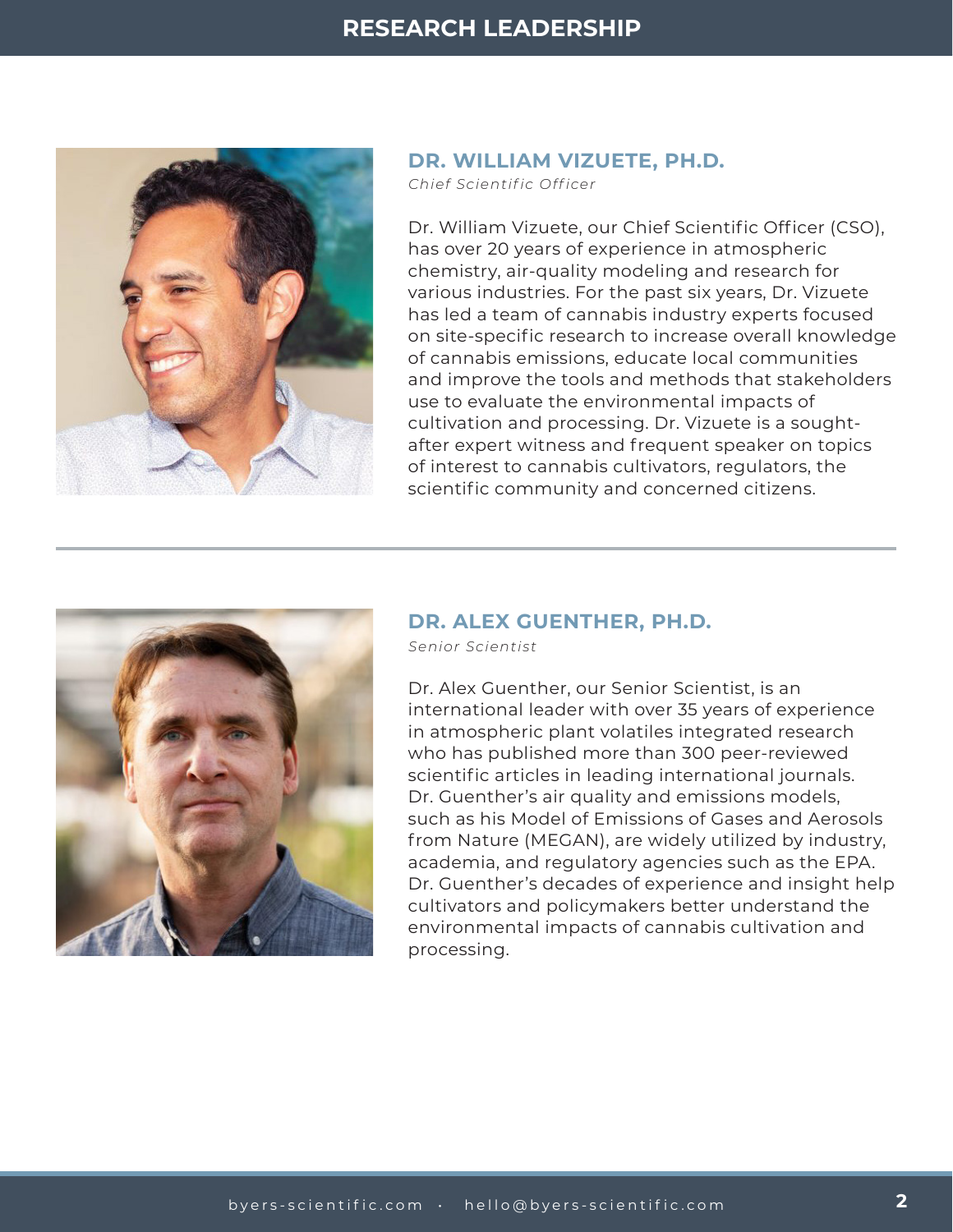# RESEARCH LEADERSHIP

## DR. WILLIAM VIZUETE, PH.D.

*Chief Scientific Officer*

Dr. William Vizuete, our Chief Scientific Officer (CSO), has over 20 years of experience in atmospheric chemistry, air-quality modeling and research for various industries. For the past six years, Dr. Vizuete has led a team of cannabis industry experts focused on site-specific research to increase overall knowledge of cannabis emissions, educate local communities and improve the tools and methods that stakeholders use to evaluate the environmental impacts of cultivation and processing. Dr. Vizuete is a sought-after expert witness and frequent speaker on topics of interest to cannabis cultivators, regulators, the scientific community and concerned citizens.

---

## DR. ALEX GUENTHER, PH.D.

*Senior Scientist*

Dr. Alex Guenther, our Senior Scientist, is an international leader with over 35 years of experience in atmospheric plant volatiles integrated research who has published more than 300 peer-reviewed scientific articles in leading international journals. Dr. Guenther's air quality and emissions models, such as his Model of Emissions of Gases and Aerosols from Nature (MEGAN), are widely utilized by industry, academia, and regulatory agencies such as the EPA. Dr. Guenther's decades of experience and insight help cultivators and policymakers better understand the environmental impacts of cannabis cultivation and processing.

byers-scientific.com · hello@byers-scientific.com